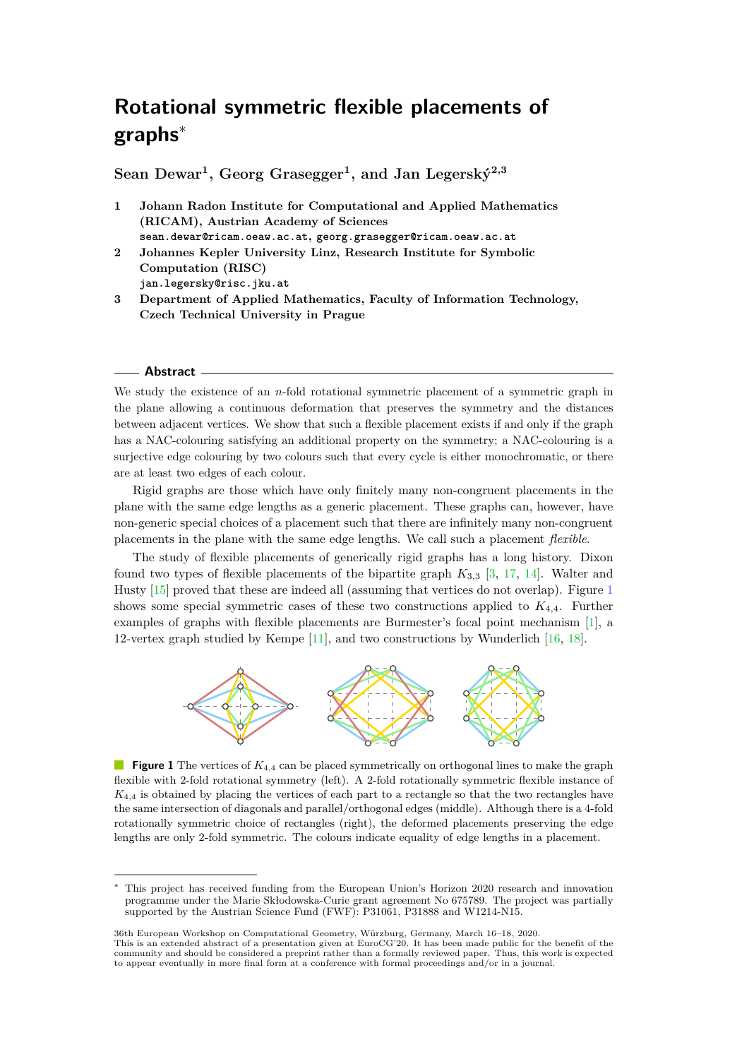# Rotational symmetric flexible placements of graphs*

**Sean Dewar[1], Georg Grasegger[1], and Jan Legerský[2,3]**

1 **Johann Radon Institute for Computational and Applied Mathematics (RICAM), Austrian Academy of Sciences**
`sean.dewar@ricam.oeaw.ac.at`, `georg.grasegger@ricam.oeaw.ac.at`

2 **Johannes Kepler University Linz, Research Institute for Symbolic Computation (RISC)**
`jan.legersky@risc.jku.at`

3 **Department of Applied Mathematics, Faculty of Information Technology, Czech Technical University in Prague**

## Abstract

We study the existence of an $n$-fold rotational symmetric placement of a symmetric graph in the plane allowing a continuous deformation that preserves the symmetry and the distances between adjacent vertices. We show that such a flexible placement exists if and only if the graph has a NAC-colouring satisfying an additional property on the symmetry; a NAC-colouring is a surjective edge colouring by two colours such that every cycle is either monochromatic, or there are at least two edges of each colour.

Rigid graphs are those which have only finitely many non-congruent placements in the plane with the same edge lengths as a generic placement. These graphs can, however, have non-generic special choices of a placement such that there are infinitely many non-congruent placements in the plane with the same edge lengths. We call such a placement *flexible*.

The study of flexible placements of generically rigid graphs has a long history. Dixon found two types of flexible placements of the bipartite graph $K_{3,3}$ [3, 17, 14]. Walter and Husty [15] proved that these are indeed all (assuming that vertices do not overlap). Figure 1 shows some special symmetric cases of these two constructions applied to $K_{4,4}$. Further examples of graphs with flexible placements are Burmester's focal point mechanism [1], a 12-vertex graph studied by Kempe [11], and two constructions by Wunderlich [16, 18].

**Figure 1** The vertices of $K_{4,4}$ can be placed symmetrically on orthogonal lines to make the graph flexible with 2-fold rotational symmetry (left). A 2-fold rotationally symmetric flexible instance of $K_{4,4}$ is obtained by placing the vertices of each part to a rectangle so that the two rectangles have the same intersection of diagonals and parallel/orthogonal edges (middle). Although there is a 4-fold rotationally symmetric choice of rectangles (right), the deformed placements preserving the edge lengths are only 2-fold symmetric. The colours indicate equality of edge lengths in a placement.

---

* This project has received funding from the European Union's Horizon 2020 research and innovation programme under the Marie Skłodowska-Curie grant agreement No 675789. The project was partially supported by the Austrian Science Fund (FWF): P31061, P31888 and W1214-N15.

36th European Workshop on Computational Geometry, Würzburg, Germany, March 16–18, 2020.
This is an extended abstract of a presentation given at EuroCG'20. It has been made public for the benefit of the community and should be considered a preprint rather than a formally reviewed paper. Thus, this work is expected to appear eventually in more final form at a conference with formal proceedings and/or in a journal.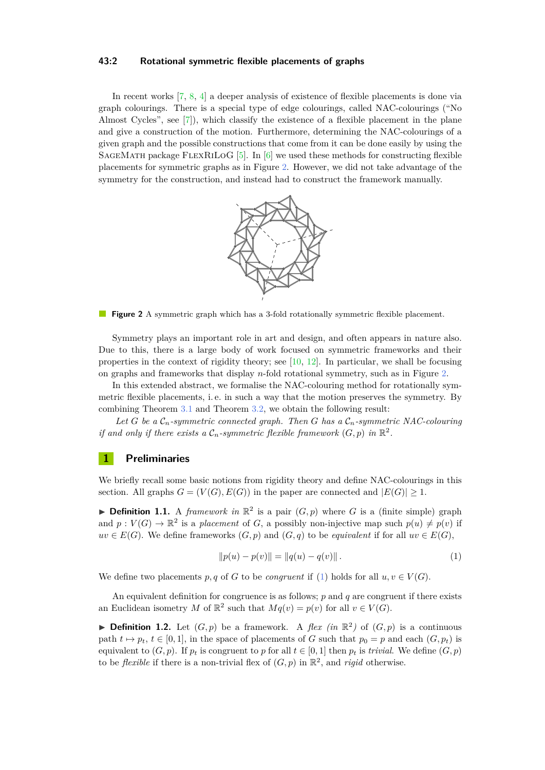In recent works [7, 8, 4] a deeper analysis of existence of flexible placements is done via graph colourings. There is a special type of edge colourings, called NAC-colourings ("No Almost Cycles", see [7]), which classify the existence of a flexible placement in the plane and give a construction of the motion. Furthermore, determining the NAC-colourings of a given graph and the possible constructions that come from it can be done easily by using the SageMath package FlexRiLoG [5]. In [6] we used these methods for constructing flexible placements for symmetric graphs as in Figure 2. However, we did not take advantage of the symmetry for the construction, and instead had to construct the framework manually.

**Figure 2** A symmetric graph which has a 3-fold rotationally symmetric flexible placement.

Symmetry plays an important role in art and design, and often appears in nature also. Due to this, there is a large body of work focused on symmetric frameworks and their properties in the context of rigidity theory; see [10, 12]. In particular, we shall be focusing on graphs and frameworks that display $n$-fold rotational symmetry, such as in Figure 2.

In this extended abstract, we formalise the NAC-colouring method for rotationally symmetric flexible placements, i. e. in such a way that the motion preserves the symmetry. By combining Theorem 3.1 and Theorem 3.2, we obtain the following result:

*Let $G$ be a $\mathcal{C}_n$-symmetric connected graph. Then $G$ has a $\mathcal{C}_n$-symmetric NAC-colouring if and only if there exists a $\mathcal{C}_n$-symmetric flexible framework $(G, p)$ in $\mathbb{R}^2$.*

## 1 Preliminaries

We briefly recall some basic notions from rigidity theory and define NAC-colourings in this section. All graphs $G = (V(G), E(G))$ in the paper are connected and $|E(G)| \geq 1$.

▶ **Definition 1.1.** A *framework in* $\mathbb{R}^2$ is a pair $(G, p)$ where $G$ is a (finite simple) graph and $p : V(G) \to \mathbb{R}^2$ is a *placement* of $G$, a possibly non-injective map such $p(u) \neq p(v)$ if $uv \in E(G)$. We define frameworks $(G, p)$ and $(G, q)$ to be *equivalent* if for all $uv \in E(G)$,

$$\|p(u) - p(v)\| = \|q(u) - q(v)\| \,. \tag{1}$$

We define two placements $p, q$ of $G$ to be *congruent* if (1) holds for all $u, v \in V(G)$.

An equivalent definition for congruence is as follows; $p$ and $q$ are congruent if there exists an Euclidean isometry $M$ of $\mathbb{R}^2$ such that $Mq(v) = p(v)$ for all $v \in V(G)$.

▶ **Definition 1.2.** Let $(G, p)$ be a framework. A *flex (in* $\mathbb{R}^2$*)* of $(G, p)$ is a continuous path $t \mapsto p_t$, $t \in [0, 1]$, in the space of placements of $G$ such that $p_0 = p$ and each $(G, p_t)$ is equivalent to $(G, p)$. If $p_t$ is congruent to $p$ for all $t \in [0, 1]$ then $p_t$ is *trivial*. We define $(G, p)$ to be *flexible* if there is a non-trivial flex of $(G, p)$ in $\mathbb{R}^2$, and *rigid* otherwise.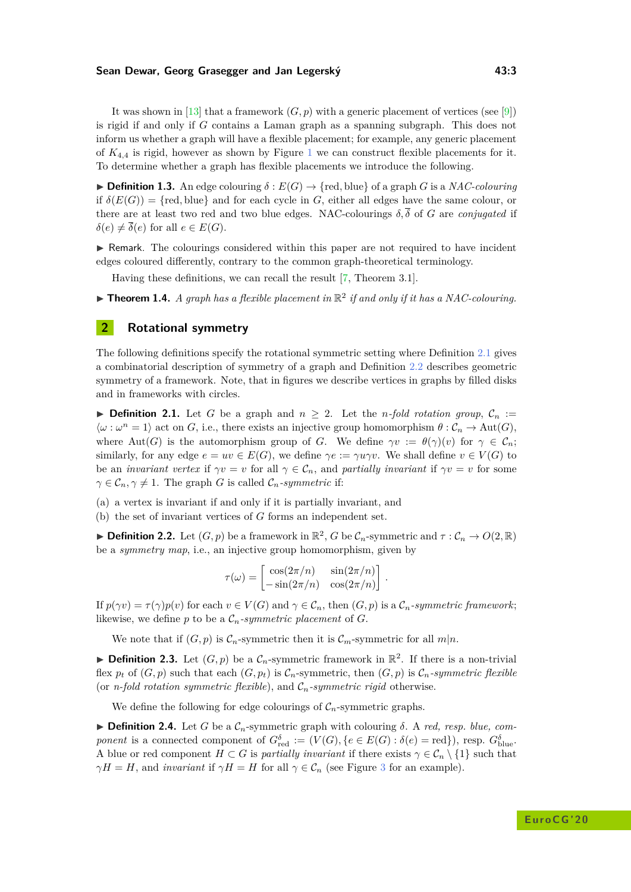It was shown in [13] that a framework $(G, p)$ with a generic placement of vertices (see [9]) is rigid if and only if $G$ contains a Laman graph as a spanning subgraph. This does not inform us whether a graph will have a flexible placement; for example, any generic placement of $K_{4,4}$ is rigid, however as shown by Figure 1 we can construct flexible placements for it. To determine whether a graph has flexible placements we introduce the following.

▶ **Definition 1.3.** An edge colouring $\delta : E(G) \to \{\text{red}, \text{blue}\}$ of a graph $G$ is a *NAC-colouring* if $\delta(E(G)) = \{\text{red}, \text{blue}\}$ and for each cycle in $G$, either all edges have the same colour, or there are at least two red and two blue edges. NAC-colourings $\delta, \overline{\delta}$ of $G$ are *conjugated* if $\delta(e) \neq \overline{\delta}(e)$ for all $e \in E(G)$.

▶ Remark. The colourings considered within this paper are not required to have incident edges coloured differently, contrary to the common graph-theoretical terminology.

Having these definitions, we can recall the result [7, Theorem 3.1].

▶ **Theorem 1.4.** *A graph has a flexible placement in $\mathbb{R}^2$ if and only if it has a NAC-colouring.*

## 2 Rotational symmetry

The following definitions specify the rotational symmetric setting where Definition 2.1 gives a combinatorial description of symmetry of a graph and Definition 2.2 describes geometric symmetry of a framework. Note, that in figures we describe vertices in graphs by filled disks and in frameworks with circles.

▶ **Definition 2.1.** Let $G$ be a graph and $n \geq 2$. Let the *$n$-fold rotation group*, $\mathcal{C}_n := \langle \omega : \omega^n = 1 \rangle$ act on $G$, i.e., there exists an injective group homomorphism $\theta : \mathcal{C}_n \to \text{Aut}(G)$, where $\text{Aut}(G)$ is the automorphism group of $G$. We define $\gamma v := \theta(\gamma)(v)$ for $\gamma \in \mathcal{C}_n$; similarly, for any edge $e = uv \in E(G)$, we define $\gamma e := \gamma u \gamma v$. We shall define $v \in V(G)$ to be an *invariant vertex* if $\gamma v = v$ for all $\gamma \in \mathcal{C}_n$, and *partially invariant* if $\gamma v = v$ for some $\gamma \in \mathcal{C}_n, \gamma \neq 1$. The graph $G$ is called *$\mathcal{C}_n$-symmetric* if:

(a) a vertex is invariant if and only if it is partially invariant, and
(b) the set of invariant vertices of $G$ forms an independent set.

▶ **Definition 2.2.** Let $(G, p)$ be a framework in $\mathbb{R}^2$, $G$ be $\mathcal{C}_n$-symmetric and $\tau : \mathcal{C}_n \to O(2, \mathbb{R})$ be a *symmetry map*, i.e., an injective group homomorphism, given by

$$\tau(\omega) = \begin{bmatrix} \cos(2\pi/n) & \sin(2\pi/n) \\ -\sin(2\pi/n) & \cos(2\pi/n) \end{bmatrix}.$$

If $p(\gamma v) = \tau(\gamma)p(v)$ for each $v \in V(G)$ and $\gamma \in \mathcal{C}_n$, then $(G, p)$ is a *$\mathcal{C}_n$-symmetric framework*; likewise, we define $p$ to be a *$\mathcal{C}_n$-symmetric placement* of $G$.

We note that if $(G, p)$ is $\mathcal{C}_n$-symmetric then it is $\mathcal{C}_m$-symmetric for all $m|n$.

▶ **Definition 2.3.** Let $(G, p)$ be a $\mathcal{C}_n$-symmetric framework in $\mathbb{R}^2$. If there is a non-trivial flex $p_t$ of $(G, p)$ such that each $(G, p_t)$ is $\mathcal{C}_n$-symmetric, then $(G, p)$ is *$\mathcal{C}_n$-symmetric flexible* (or *$n$-fold rotation symmetric flexible*), and *$\mathcal{C}_n$-symmetric rigid* otherwise.

We define the following for edge colourings of $\mathcal{C}_n$-symmetric graphs.

▶ **Definition 2.4.** Let $G$ be a $\mathcal{C}_n$-symmetric graph with colouring $\delta$. A *red, resp. blue, component* is a connected component of $G^{\delta}_{\text{red}} := (V(G), \{e \in E(G) : \delta(e) = \text{red}\})$, resp. $G^{\delta}_{\text{blue}}$. A blue or red component $H \subset G$ is *partially invariant* if there exists $\gamma \in \mathcal{C}_n \setminus \{1\}$ such that $\gamma H = H$, and *invariant* if $\gamma H = H$ for all $\gamma \in \mathcal{C}_n$ (see Figure 3 for an example).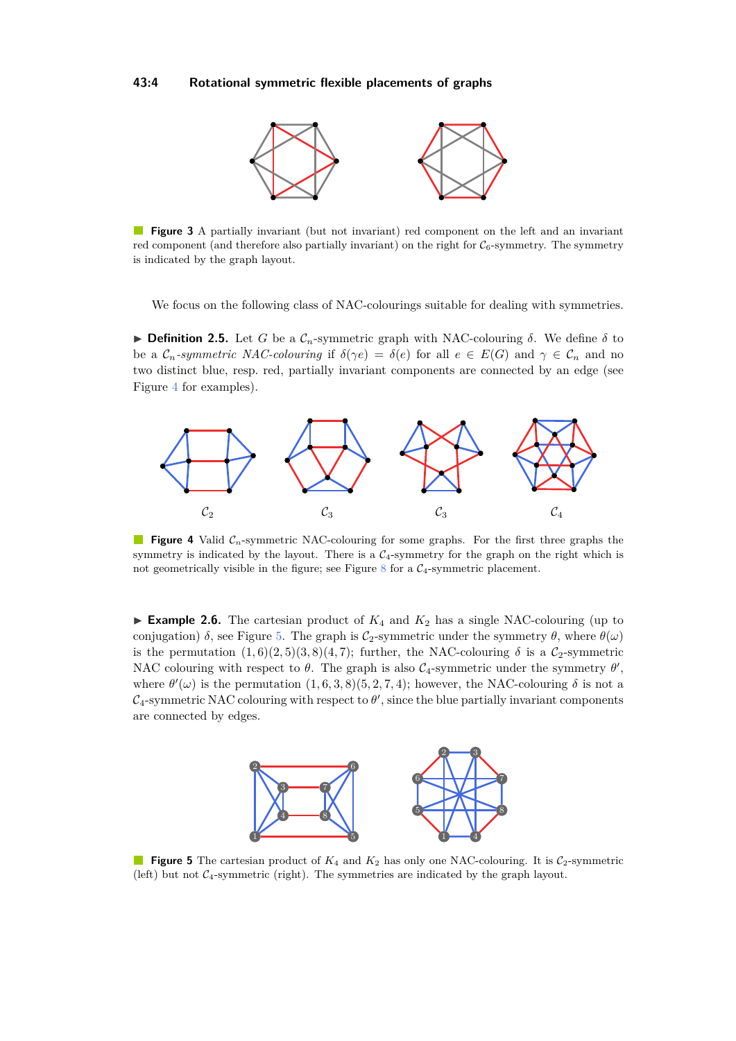**Figure 3** A partially invariant (but not invariant) red component on the left and an invariant red component (and therefore also partially invariant) on the right for $\mathcal{C}_6$-symmetry. The symmetry is indicated by the graph layout.

We focus on the following class of NAC-colourings suitable for dealing with symmetries.

▶ **Definition 2.5.** Let $G$ be a $\mathcal{C}_n$-symmetric graph with NAC-colouring $\delta$. We define $\delta$ to be a *$\mathcal{C}_n$-symmetric NAC-colouring* if $\delta(\gamma e) = \delta(e)$ for all $e \in E(G)$ and $\gamma \in \mathcal{C}_n$ and no two distinct blue, resp. red, partially invariant components are connected by an edge (see Figure 4 for examples).

**Figure 4** Valid $\mathcal{C}_n$-symmetric NAC-colouring for some graphs. For the first three graphs the symmetry is indicated by the layout. There is a $\mathcal{C}_4$-symmetry for the graph on the right which is not geometrically visible in the figure; see Figure 8 for a $\mathcal{C}_4$-symmetric placement.

▶ **Example 2.6.** The cartesian product of $K_4$ and $K_2$ has a single NAC-colouring (up to conjugation) $\delta$, see Figure 5. The graph is $\mathcal{C}_2$-symmetric under the symmetry $\theta$, where $\theta(\omega)$ is the permutation $(1,6)(2,5)(3,8)(4,7)$; further, the NAC-colouring $\delta$ is a $\mathcal{C}_2$-symmetric NAC colouring with respect to $\theta$. The graph is also $\mathcal{C}_4$-symmetric under the symmetry $\theta'$, where $\theta'(\omega)$ is the permutation $(1,6,3,8)(5,2,7,4)$; however, the NAC-colouring $\delta$ is not a $\mathcal{C}_4$-symmetric NAC colouring with respect to $\theta'$, since the blue partially invariant components are connected by edges.

**Figure 5** The cartesian product of $K_4$ and $K_2$ has only one NAC-colouring. It is $\mathcal{C}_2$-symmetric (left) but not $\mathcal{C}_4$-symmetric (right). The symmetries are indicated by the graph layout.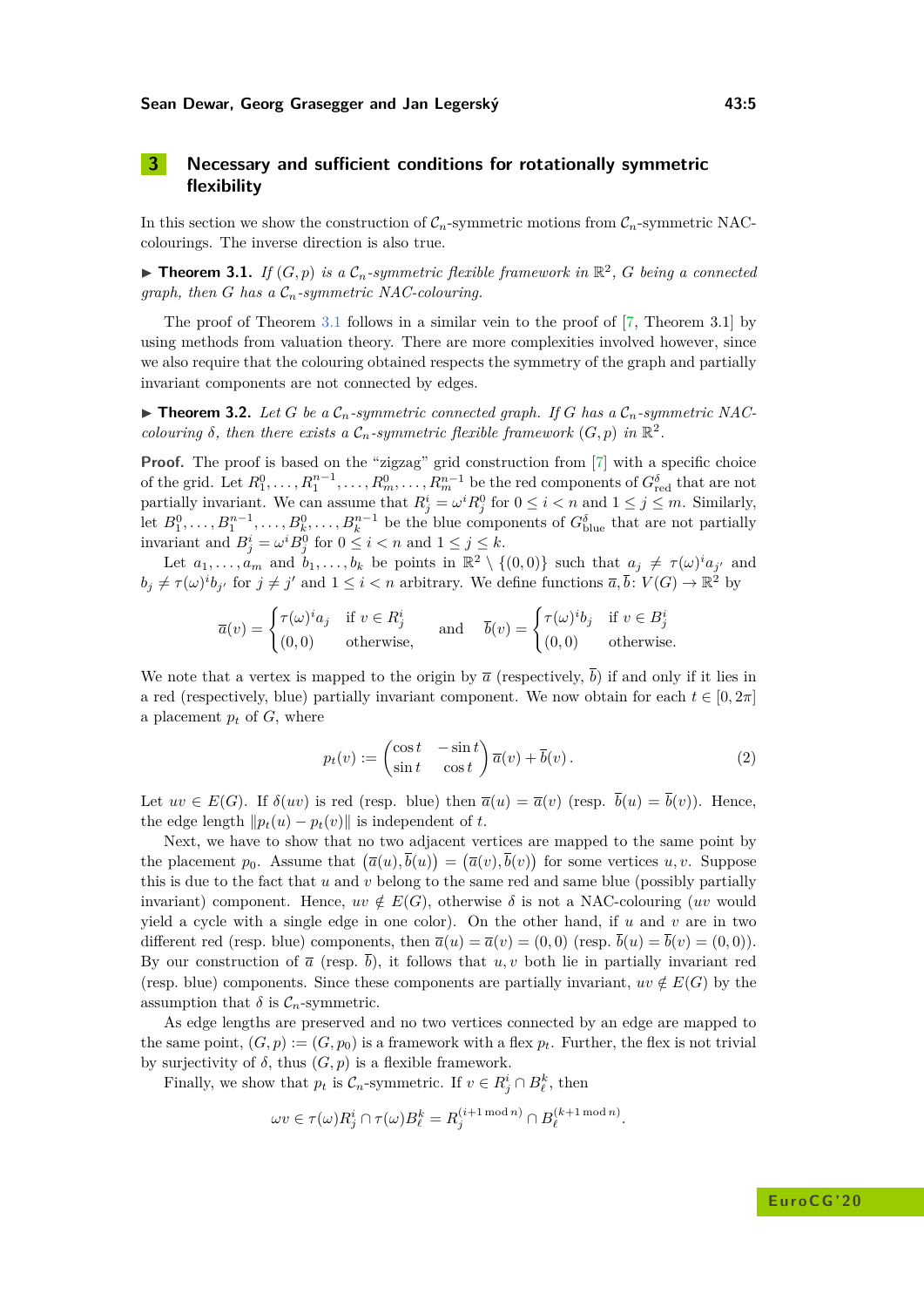## 3 Necessary and sufficient conditions for rotationally symmetric flexibility

In this section we show the construction of $\mathcal{C}_n$-symmetric motions from $\mathcal{C}_n$-symmetric NAC-colourings. The inverse direction is also true.

▶ **Theorem 3.1.** *If $(G, p)$ is a $\mathcal{C}_n$-symmetric flexible framework in $\mathbb{R}^2$, $G$ being a connected graph, then $G$ has a $\mathcal{C}_n$-symmetric NAC-colouring.*

The proof of Theorem 3.1 follows in a similar vein to the proof of [7, Theorem 3.1] by using methods from valuation theory. There are more complexities involved however, since we also require that the colouring obtained respects the symmetry of the graph and partially invariant components are not connected by edges.

▶ **Theorem 3.2.** *Let $G$ be a $\mathcal{C}_n$-symmetric connected graph. If $G$ has a $\mathcal{C}_n$-symmetric NAC-colouring $\delta$, then there exists a $\mathcal{C}_n$-symmetric flexible framework $(G, p)$ in $\mathbb{R}^2$.*

**Proof.** The proof is based on the "zigzag" grid construction from [7] with a specific choice of the grid. Let $R_1^0, \dots, R_1^{n-1}, \dots, R_m^0, \dots, R_m^{n-1}$ be the red components of $G_{\text{red}}^{\delta}$ that are not partially invariant. We can assume that $R_j^i = \omega^i R_j^0$ for $0 \le i < n$ and $1 \le j \le m$. Similarly, let $B_1^0, \dots, B_1^{n-1}, \dots, B_k^0, \dots, B_k^{n-1}$ be the blue components of $G_{\text{blue}}^{\delta}$ that are not partially invariant and $B_j^i = \omega^i B_j^0$ for $0 \le i < n$ and $1 \le j \le k$.

Let $a_1, \dots, a_m$ and $b_1, \dots, b_k$ be points in $\mathbb{R}^2 \setminus \{(0,0)\}$ such that $a_j \neq \tau(\omega)^i a_{j'}$ and $b_j \neq \tau(\omega)^i b_{j'}$ for $j \neq j'$ and $1 \le i < n$ arbitrary. We define functions $\overline{a}, \overline{b} \colon V(G) \to \mathbb{R}^2$ by

$$\overline{a}(v) = \begin{cases} \tau(\omega)^i a_j & \text{if } v \in R_j^i \\ (0,0) & \text{otherwise,} \end{cases} \qquad \text{and} \qquad \overline{b}(v) = \begin{cases} \tau(\omega)^i b_j & \text{if } v \in B_j^i \\ (0,0) & \text{otherwise.} \end{cases}$$

We note that a vertex is mapped to the origin by $\overline{a}$ (respectively, $\overline{b}$) if and only if it lies in a red (respectively, blue) partially invariant component. We now obtain for each $t \in [0, 2\pi]$ a placement $p_t$ of $G$, where

$$p_t(v) := \begin{pmatrix} \cos t & -\sin t \\ \sin t & \cos t \end{pmatrix} \overline{a}(v) + \overline{b}(v). \tag{2}$$

Let $uv \in E(G)$. If $\delta(uv)$ is red (resp. blue) then $\overline{a}(u) = \overline{a}(v)$ (resp. $\overline{b}(u) = \overline{b}(v)$). Hence, the edge length $\|p_t(u) - p_t(v)\|$ is independent of $t$.

Next, we have to show that no two adjacent vertices are mapped to the same point by the placement $p_0$. Assume that $(\overline{a}(u), \overline{b}(u)) = (\overline{a}(v), \overline{b}(v))$ for some vertices $u, v$. Suppose this is due to the fact that $u$ and $v$ belong to the same red and same blue (possibly partially invariant) component. Hence, $uv \notin E(G)$, otherwise $\delta$ is not a NAC-colouring ($uv$ would yield a cycle with a single edge in one color). On the other hand, if $u$ and $v$ are in two different red (resp. blue) components, then $\overline{a}(u) = \overline{a}(v) = (0,0)$ (resp. $\overline{b}(u) = \overline{b}(v) = (0,0)$). By our construction of $\overline{a}$ (resp. $\overline{b}$), it follows that $u, v$ both lie in partially invariant red (resp. blue) components. Since these components are partially invariant, $uv \notin E(G)$ by the assumption that $\delta$ is $\mathcal{C}_n$-symmetric.

As edge lengths are preserved and no two vertices connected by an edge are mapped to the same point, $(G, p) := (G, p_0)$ is a framework with a flex $p_t$. Further, the flex is not trivial by surjectivity of $\delta$, thus $(G, p)$ is a flexible framework.

Finally, we show that $p_t$ is $\mathcal{C}_n$-symmetric. If $v \in R_j^i \cap B_\ell^k$, then

$$\omega v \in \tau(\omega) R_j^i \cap \tau(\omega) B_\ell^k = R_j^{(i+1 \bmod n)} \cap B_\ell^{(k+1 \bmod n)}.$$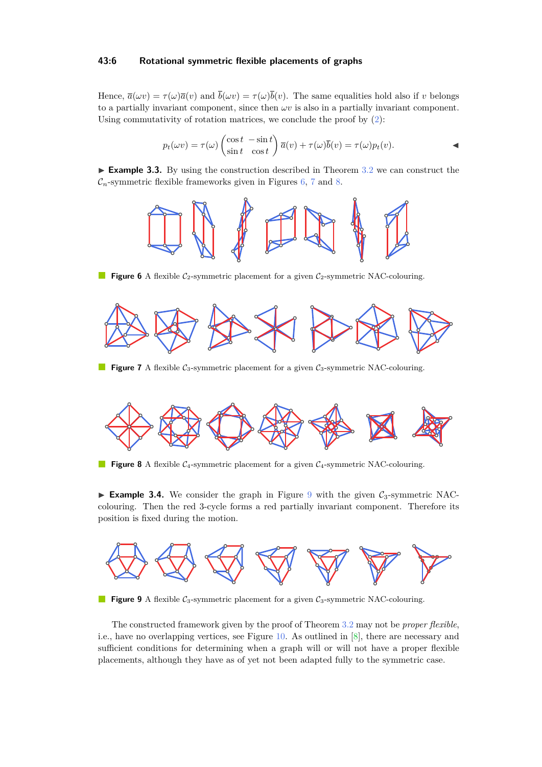Hence, $\overline{a}(\omega v) = \tau(\omega)\overline{a}(v)$ and $\overline{b}(\omega v) = \tau(\omega)\overline{b}(v)$. The same equalities hold also if $v$ belongs to a partially invariant component, since then $\omega v$ is also in a partially invariant component. Using commutativity of rotation matrices, we conclude the proof by (2):

$$p_t(\omega v) = \tau(\omega)\begin{pmatrix}\cos t & -\sin t\\ \sin t & \cos t\end{pmatrix}\overline{a}(v) + \tau(\omega)\overline{b}(v) = \tau(\omega)p_t(v). \qquad \blacktriangleleft$$

▶ **Example 3.3.** By using the construction described in Theorem 3.2 we can construct the $\mathcal{C}_n$-symmetric flexible frameworks given in Figures 6, 7 and 8.

**Figure 6** A flexible $\mathcal{C}_2$-symmetric placement for a given $\mathcal{C}_2$-symmetric NAC-colouring.

**Figure 7** A flexible $\mathcal{C}_3$-symmetric placement for a given $\mathcal{C}_3$-symmetric NAC-colouring.

**Figure 8** A flexible $\mathcal{C}_4$-symmetric placement for a given $\mathcal{C}_4$-symmetric NAC-colouring.

▶ **Example 3.4.** We consider the graph in Figure 9 with the given $\mathcal{C}_3$-symmetric NAC-colouring. Then the red 3-cycle forms a red partially invariant component. Therefore its position is fixed during the motion.

**Figure 9** A flexible $\mathcal{C}_3$-symmetric placement for a given $\mathcal{C}_3$-symmetric NAC-colouring.

The constructed framework given by the proof of Theorem 3.2 may not be *proper flexible*, i.e., have no overlapping vertices, see Figure 10. As outlined in [8], there are necessary and sufficient conditions for determining when a graph will or will not have a proper flexible placements, although they have as of yet not been adapted fully to the symmetric case.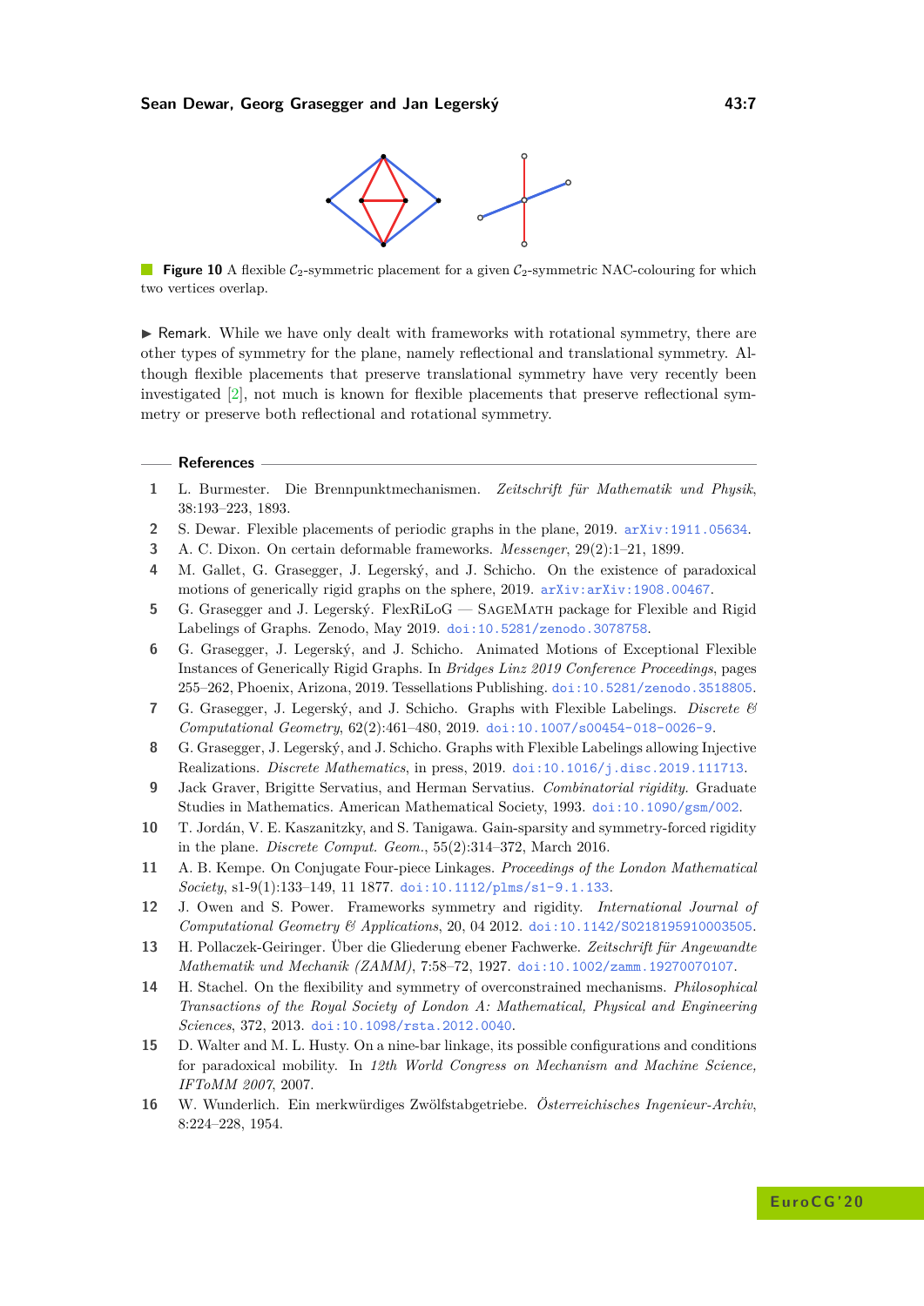**Figure 10** A flexible $\mathcal{C}_2$-symmetric placement for a given $\mathcal{C}_2$-symmetric NAC-colouring for which two vertices overlap.

► Remark. While we have only dealt with frameworks with rotational symmetry, there are other types of symmetry for the plane, namely reflectional and translational symmetry. Although flexible placements that preserve translational symmetry have very recently been investigated [2], not much is known for flexible placements that preserve reflectional symmetry or preserve both reflectional and rotational symmetry.

## References

1. L. Burmester. Die Brennpunktmechanismen. *Zeitschrift für Mathematik und Physik*, 38:193–223, 1893.
2. S. Dewar. Flexible placements of periodic graphs in the plane, 2019. arXiv:1911.05634.
3. A. C. Dixon. On certain deformable frameworks. *Messenger*, 29(2):1–21, 1899.
4. M. Gallet, G. Grasegger, J. Legerský, and J. Schicho. On the existence of paradoxical motions of generically rigid graphs on the sphere, 2019. arXiv:arXiv:1908.00467.
5. G. Grasegger and J. Legerský. FlexRiLoG — SageMath package for Flexible and Rigid Labelings of Graphs. Zenodo, May 2019. doi:10.5281/zenodo.3078758.
6. G. Grasegger, J. Legerský, and J. Schicho. Animated Motions of Exceptional Flexible Instances of Generically Rigid Graphs. In *Bridges Linz 2019 Conference Proceedings*, pages 255–262, Phoenix, Arizona, 2019. Tessellations Publishing. doi:10.5281/zenodo.3518805.
7. G. Grasegger, J. Legerský, and J. Schicho. Graphs with Flexible Labelings. *Discrete & Computational Geometry*, 62(2):461–480, 2019. doi:10.1007/s00454-018-0026-9.
8. G. Grasegger, J. Legerský, and J. Schicho. Graphs with Flexible Labelings allowing Injective Realizations. *Discrete Mathematics*, in press, 2019. doi:10.1016/j.disc.2019.111713.
9. Jack Graver, Brigitte Servatius, and Herman Servatius. *Combinatorial rigidity*. Graduate Studies in Mathematics. American Mathematical Society, 1993. doi:10.1090/gsm/002.
10. T. Jordán, V. E. Kaszanitzky, and S. Tanigawa. Gain-sparsity and symmetry-forced rigidity in the plane. *Discrete Comput. Geom.*, 55(2):314–372, March 2016.
11. A. B. Kempe. On Conjugate Four-piece Linkages. *Proceedings of the London Mathematical Society*, s1-9(1):133–149, 11 1877. doi:10.1112/plms/s1-9.1.133.
12. J. Owen and S. Power. Frameworks symmetry and rigidity. *International Journal of Computational Geometry & Applications*, 20, 04 2012. doi:10.1142/S0218195910003505.
13. H. Pollaczek-Geiringer. Über die Gliederung ebener Fachwerke. *Zeitschrift für Angewandte Mathematik und Mechanik (ZAMM)*, 7:58–72, 1927. doi:10.1002/zamm.19270070107.
14. H. Stachel. On the flexibility and symmetry of overconstrained mechanisms. *Philosophical Transactions of the Royal Society of London A: Mathematical, Physical and Engineering Sciences*, 372, 2013. doi:10.1098/rsta.2012.0040.
15. D. Walter and M. L. Husty. On a nine-bar linkage, its possible configurations and conditions for paradoxical mobility. In *12th World Congress on Mechanism and Machine Science, IFToMM 2007*, 2007.
16. W. Wunderlich. Ein merkwürdiges Zwölfstabgetriebe. *Österreichisches Ingenieur-Archiv*, 8:224–228, 1954.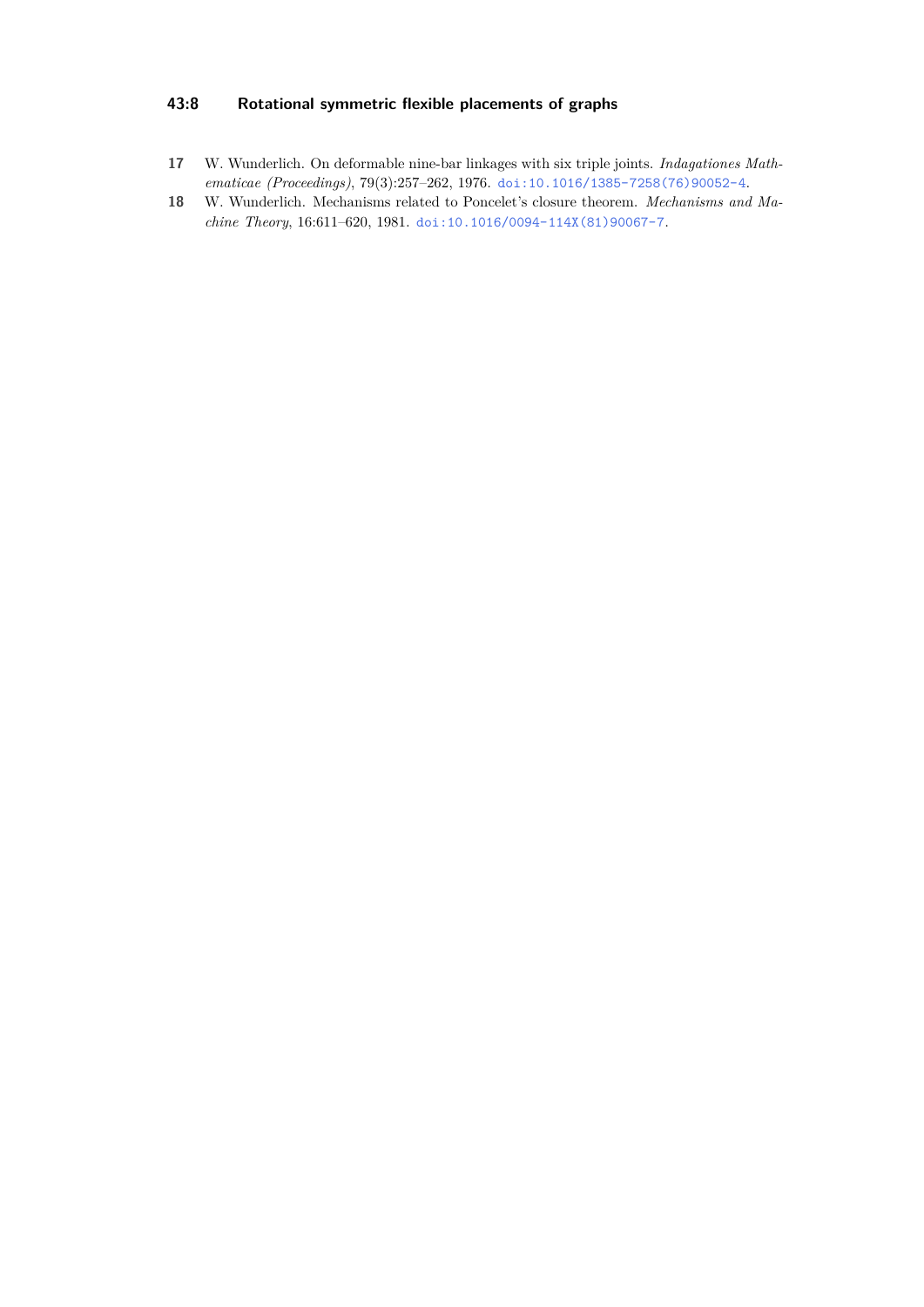17 W. Wunderlich. On deformable nine-bar linkages with six triple joints. *Indagationes Mathematicae (Proceedings)*, 79(3):257–262, 1976. doi:10.1016/1385-7258(76)90052-4.

18 W. Wunderlich. Mechanisms related to Poncelet's closure theorem. *Mechanisms and Machine Theory*, 16:611–620, 1981. doi:10.1016/0094-114X(81)90067-7.